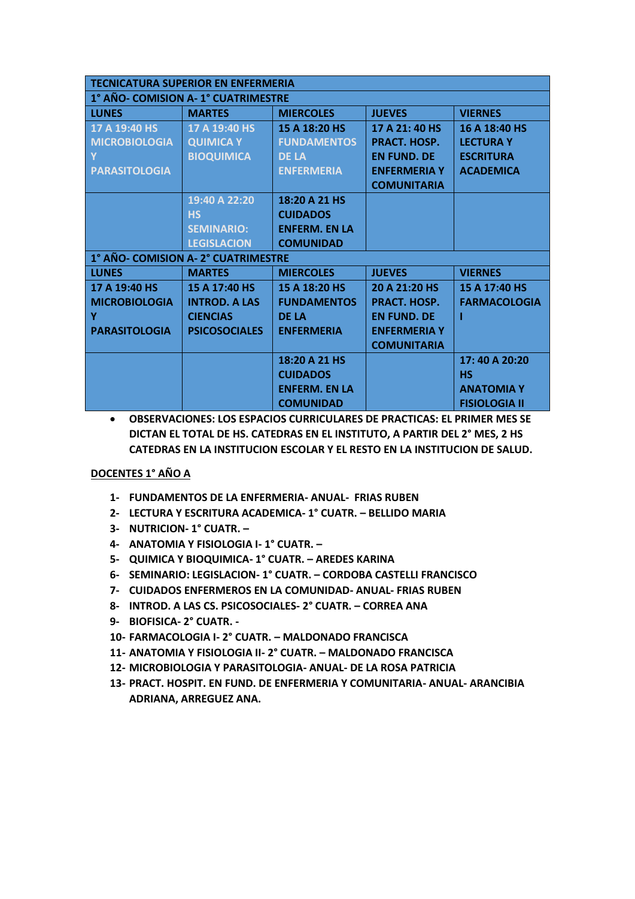| TECNICATURA SUPERIOR EN ENFERMERIA | | | | |
|---|---|---|---|---|
| **1° AÑO- COMISION A- 1° CUATRIMESTRE** | | | | |
| **LUNES** | **MARTES** | **MIERCOLES** | **JUEVES** | **VIERNES** |
| **17 A 19:40 HS MICROBIOLOGIA Y PARASITOLOGIA** | **17 A 19:40 HS QUIMICA Y BIOQUIMICA** | **15 A 18:20 HS FUNDAMENTOS DE LA ENFERMERIA** | **17 A 21: 40 HS PRACT. HOSP. EN FUND. DE ENFERMERIA Y COMUNITARIA** | **16 A 18:40 HS LECTURA Y ESCRITURA ACADEMICA** |
| | **19:40 A 22:20 HS SEMINARIO: LEGISLACION** | **18:20 A 21 HS CUIDADOS ENFERM. EN LA COMUNIDAD** | | |
| **1° AÑO- COMISION A- 2° CUATRIMESTRE** | | | | |
| **LUNES** | **MARTES** | **MIERCOLES** | **JUEVES** | **VIERNES** |
| **17 A 19:40 HS MICROBIOLOGIA Y PARASITOLOGIA** | **15 A 17:40 HS INTROD. A LAS CIENCIAS PSICOSOCIALES** | **15 A 18:20 HS FUNDAMENTOS DE LA ENFERMERIA** | **20 A 21:20 HS PRACT. HOSP. EN FUND. DE ENFERMERIA Y COMUNITARIA** | **15 A 17:40 HS FARMACOLOGIA I** |
| | | **18:20 A 21 HS CUIDADOS ENFERM. EN LA COMUNIDAD** | | **17: 40 A 20:20 HS ANATOMIA Y FISIOLOGIA II** |

- **OBSERVACIONES: LOS ESPACIOS CURRICULARES DE PRACTICAS: EL PRIMER MES SE DICTAN EL TOTAL DE HS. CATEDRAS EN EL INSTITUTO, A PARTIR DEL 2° MES, 2 HS CATEDRAS EN LA INSTITUCION ESCOLAR Y EL RESTO EN LA INSTITUCION DE SALUD.**

**DOCENTES 1° AÑO A**

1. **FUNDAMENTOS DE LA ENFERMERIA- ANUAL- FRIAS RUBEN**
2. **LECTURA Y ESCRITURA ACADEMICA- 1° CUATR. – BELLIDO MARIA**
3. **NUTRICION- 1° CUATR. –**
4. **ANATOMIA Y FISIOLOGIA I- 1° CUATR. –**
5. **QUIMICA Y BIOQUIMICA- 1° CUATR. – AREDES KARINA**
6. **SEMINARIO: LEGISLACION- 1° CUATR. – CORDOBA CASTELLI FRANCISCO**
7. **CUIDADOS ENFERMEROS EN LA COMUNIDAD- ANUAL- FRIAS RUBEN**
8. **INTROD. A LAS CS. PSICOSOCIALES- 2° CUATR. – CORREA ANA**
9. **BIOFISICA- 2° CUATR. -**
10. **FARMACOLOGIA I- 2° CUATR. – MALDONADO FRANCISCA**
11. **ANATOMIA Y FISIOLOGIA II- 2° CUATR. – MALDONADO FRANCISCA**
12. **MICROBIOLOGIA Y PARASITOLOGIA- ANUAL- DE LA ROSA PATRICIA**
13. **PRACT. HOSPIT. EN FUND. DE ENFERMERIA Y COMUNITARIA- ANUAL- ARANCIBIA ADRIANA, ARREGUEZ ANA.**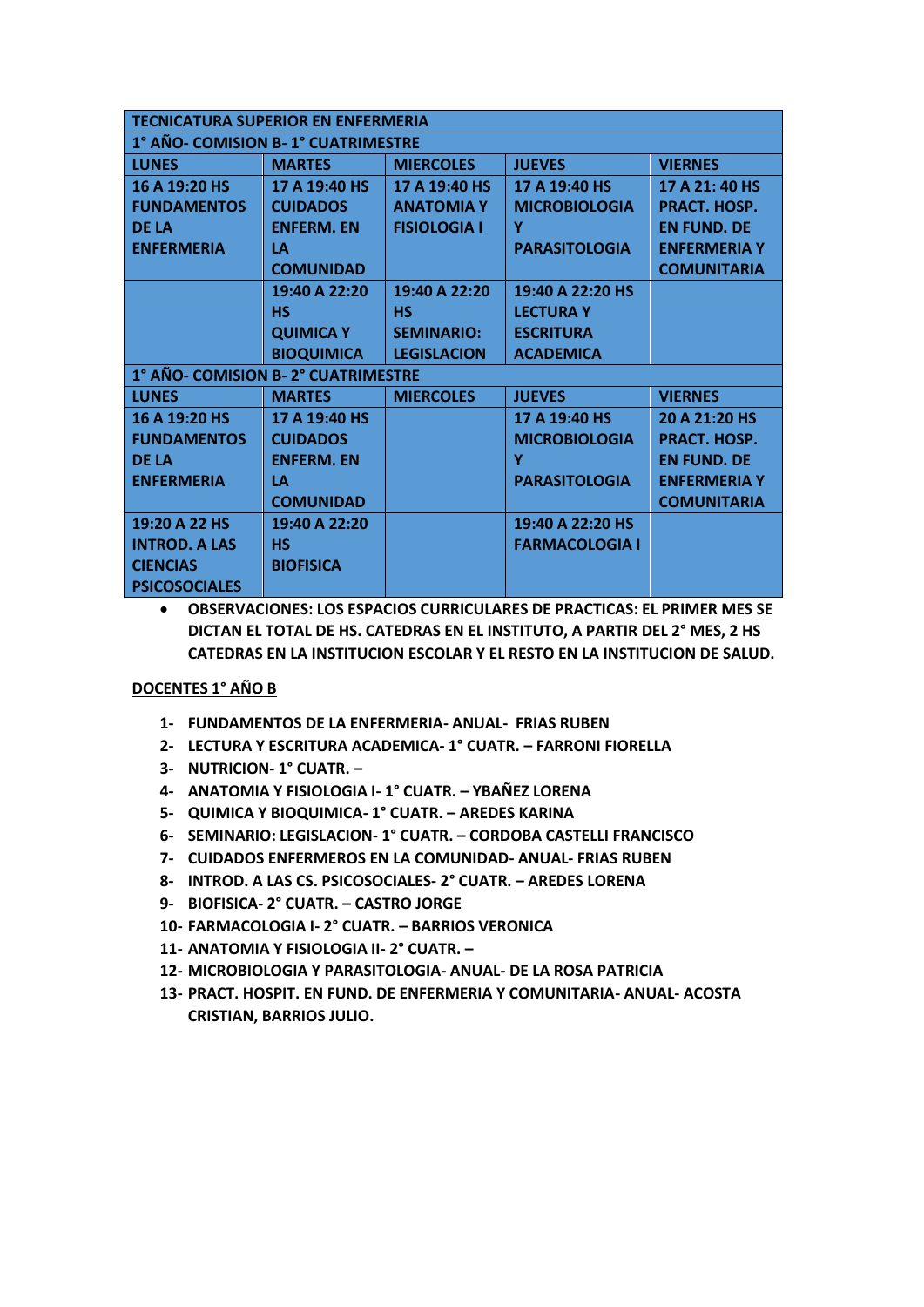| TECNICATURA SUPERIOR EN ENFERMERIA | | | | |
|---|---|---|---|---|
| **1° AÑO- COMISION B- 1° CUATRIMESTRE** | | | | |
| **LUNES** | **MARTES** | **MIERCOLES** | **JUEVES** | **VIERNES** |
| 16 A 19:20 HS FUNDAMENTOS DE LA ENFERMERIA | 17 A 19:40 HS CUIDADOS ENFERM. EN LA COMUNIDAD | 17 A 19:40 HS ANATOMIA Y FISIOLOGIA I | 17 A 19:40 HS MICROBIOLOGIA Y PARASITOLOGIA | 17 A 21: 40 HS PRACT. HOSP. EN FUND. DE ENFERMERIA Y COMUNITARIA |
| | 19:40 A 22:20 HS QUIMICA Y BIOQUIMICA | 19:40 A 22:20 HS SEMINARIO: LEGISLACION | 19:40 A 22:20 HS LECTURA Y ESCRITURA ACADEMICA | |
| **1° AÑO- COMISION B- 2° CUATRIMESTRE** | | | | |
| **LUNES** | **MARTES** | **MIERCOLES** | **JUEVES** | **VIERNES** |
| 16 A 19:20 HS FUNDAMENTOS DE LA ENFERMERIA | 17 A 19:40 HS CUIDADOS ENFERM. EN LA COMUNIDAD | | 17 A 19:40 HS MICROBIOLOGIA Y PARASITOLOGIA | 20 A 21:20 HS PRACT. HOSP. EN FUND. DE ENFERMERIA Y COMUNITARIA |
| 19:20 A 22 HS INTROD. A LAS CIENCIAS PSICOSOCIALES | 19:40 A 22:20 HS BIOFISICA | | 19:40 A 22:20 HS FARMACOLOGIA I | |

- **OBSERVACIONES: LOS ESPACIOS CURRICULARES DE PRACTICAS: EL PRIMER MES SE DICTAN EL TOTAL DE HS. CATEDRAS EN EL INSTITUTO, A PARTIR DEL 2° MES, 2 HS CATEDRAS EN LA INSTITUCION ESCOLAR Y EL RESTO EN LA INSTITUCION DE SALUD.**

**DOCENTES 1° AÑO B**

1. FUNDAMENTOS DE LA ENFERMERIA- ANUAL- FRIAS RUBEN
2. LECTURA Y ESCRITURA ACADEMICA- 1° CUATR. – FARRONI FIORELLA
3. NUTRICION- 1° CUATR. –
4. ANATOMIA Y FISIOLOGIA I- 1° CUATR. – YBAÑEZ LORENA
5. QUIMICA Y BIOQUIMICA- 1° CUATR. – AREDES KARINA
6. SEMINARIO: LEGISLACION- 1° CUATR. – CORDOBA CASTELLI FRANCISCO
7. CUIDADOS ENFERMEROS EN LA COMUNIDAD- ANUAL- FRIAS RUBEN
8. INTROD. A LAS CS. PSICOSOCIALES- 2° CUATR. – AREDES LORENA
9. BIOFISICA- 2° CUATR. – CASTRO JORGE
10. FARMACOLOGIA I- 2° CUATR. – BARRIOS VERONICA
11. ANATOMIA Y FISIOLOGIA II- 2° CUATR. –
12. MICROBIOLOGIA Y PARASITOLOGIA- ANUAL- DE LA ROSA PATRICIA
13. PRACT. HOSPIT. EN FUND. DE ENFERMERIA Y COMUNITARIA- ANUAL- ACOSTA CRISTIAN, BARRIOS JULIO.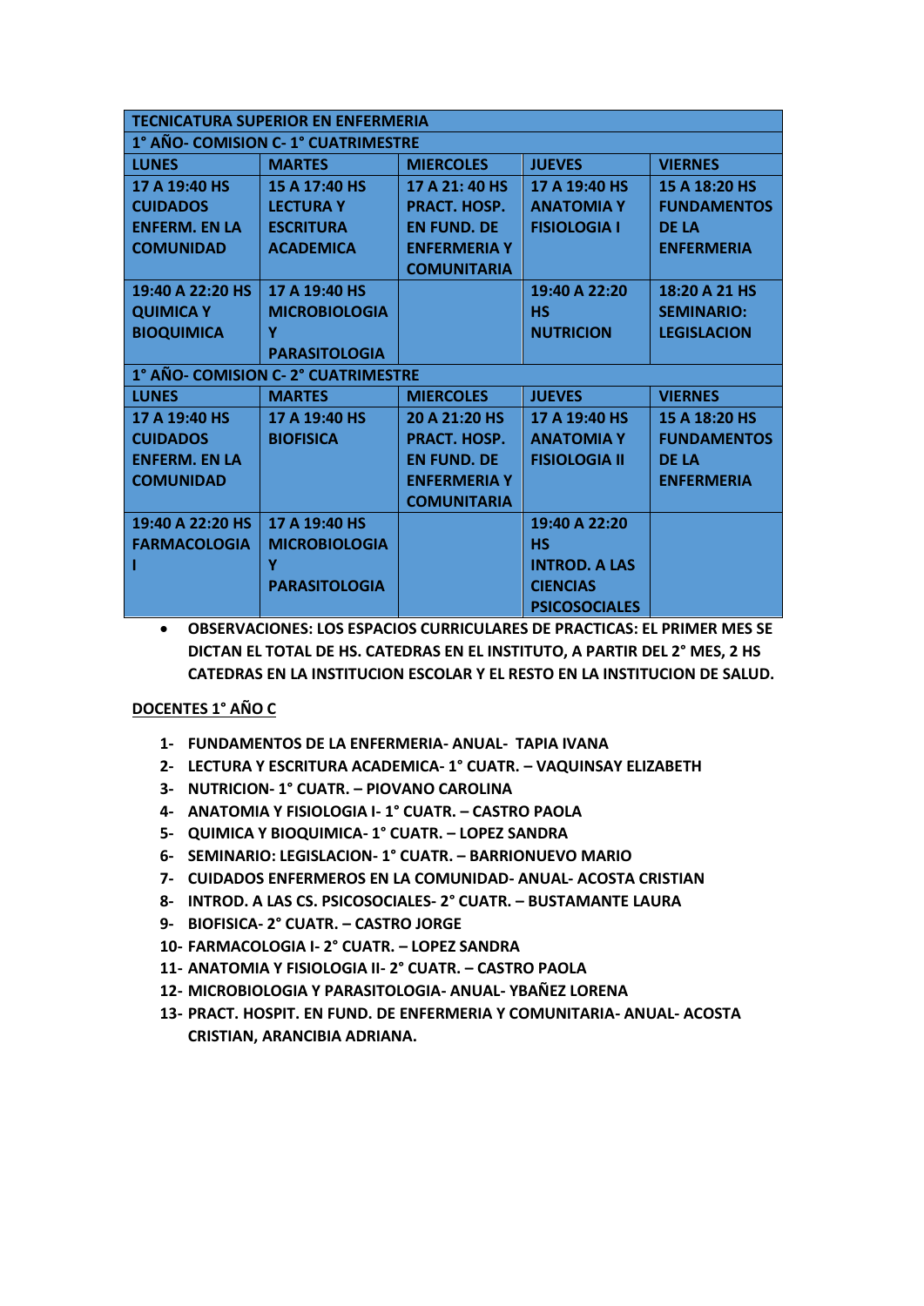| TECNICATURA SUPERIOR EN ENFERMERIA | | | | |
|---|---|---|---|---|
| **1° AÑO- COMISION C- 1° CUATRIMESTRE** | | | | |
| **LUNES** | **MARTES** | **MIERCOLES** | **JUEVES** | **VIERNES** |
| **17 A 19:40 HS CUIDADOS ENFERM. EN LA COMUNIDAD** | **15 A 17:40 HS LECTURA Y ESCRITURA ACADEMICA** | **17 A 21: 40 HS PRACT. HOSP. EN FUND. DE ENFERMERIA Y COMUNITARIA** | **17 A 19:40 HS ANATOMIA Y FISIOLOGIA I** | **15 A 18:20 HS FUNDAMENTOS DE LA ENFERMERIA** |
| **19:40 A 22:20 HS QUIMICA Y BIOQUIMICA** | **17 A 19:40 HS MICROBIOLOGIA Y PARASITOLOGIA** | | **19:40 A 22:20 HS NUTRICION** | **18:20 A 21 HS SEMINARIO: LEGISLACION** |
| **1° AÑO- COMISION C- 2° CUATRIMESTRE** | | | | |
| **LUNES** | **MARTES** | **MIERCOLES** | **JUEVES** | **VIERNES** |
| **17 A 19:40 HS CUIDADOS ENFERM. EN LA COMUNIDAD** | **17 A 19:40 HS BIOFISICA** | **20 A 21:20 HS PRACT. HOSP. EN FUND. DE ENFERMERIA Y COMUNITARIA** | **17 A 19:40 HS ANATOMIA Y FISIOLOGIA II** | **15 A 18:20 HS FUNDAMENTOS DE LA ENFERMERIA** |
| **19:40 A 22:20 HS FARMACOLOGIA I** | **17 A 19:40 HS MICROBIOLOGIA Y PARASITOLOGIA** | | **19:40 A 22:20 HS INTROD. A LAS CIENCIAS PSICOSOCIALES** | |

- **OBSERVACIONES: LOS ESPACIOS CURRICULARES DE PRACTICAS: EL PRIMER MES SE DICTAN EL TOTAL DE HS. CATEDRAS EN EL INSTITUTO, A PARTIR DEL 2° MES, 2 HS CATEDRAS EN LA INSTITUCION ESCOLAR Y EL RESTO EN LA INSTITUCION DE SALUD.**

**DOCENTES 1° AÑO C**

1- **FUNDAMENTOS DE LA ENFERMERIA- ANUAL- TAPIA IVANA**
2- **LECTURA Y ESCRITURA ACADEMICA- 1° CUATR. – VAQUINSAY ELIZABETH**
3- **NUTRICION- 1° CUATR. – PIOVANO CAROLINA**
4- **ANATOMIA Y FISIOLOGIA I- 1° CUATR. – CASTRO PAOLA**
5- **QUIMICA Y BIOQUIMICA- 1° CUATR. – LOPEZ SANDRA**
6- **SEMINARIO: LEGISLACION- 1° CUATR. – BARRIONUEVO MARIO**
7- **CUIDADOS ENFERMEROS EN LA COMUNIDAD- ANUAL- ACOSTA CRISTIAN**
8- **INTROD. A LAS CS. PSICOSOCIALES- 2° CUATR. – BUSTAMANTE LAURA**
9- **BIOFISICA- 2° CUATR. – CASTRO JORGE**
10- **FARMACOLOGIA I- 2° CUATR. – LOPEZ SANDRA**
11- **ANATOMIA Y FISIOLOGIA II- 2° CUATR. – CASTRO PAOLA**
12- **MICROBIOLOGIA Y PARASITOLOGIA- ANUAL- YBAÑEZ LORENA**
13- **PRACT. HOSPIT. EN FUND. DE ENFERMERIA Y COMUNITARIA- ANUAL- ACOSTA CRISTIAN, ARANCIBIA ADRIANA.**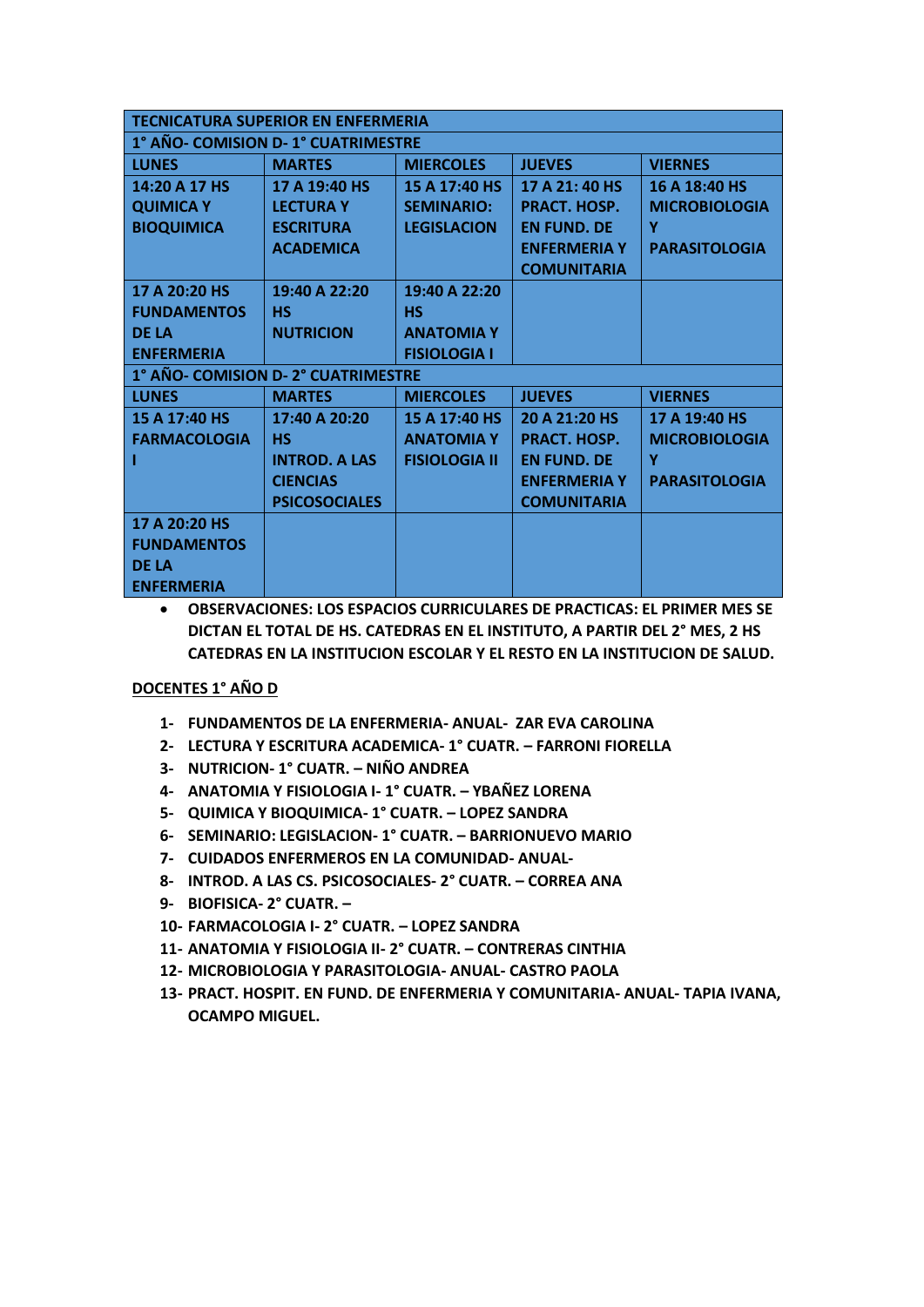| TECNICATURA SUPERIOR EN ENFERMERIA | | | | |
|---|---|---|---|---|
| **1° AÑO- COMISION D- 1° CUATRIMESTRE** | | | | |
| **LUNES** | **MARTES** | **MIERCOLES** | **JUEVES** | **VIERNES** |
| 14:20 A 17 HS QUIMICA Y BIOQUIMICA | 17 A 19:40 HS LECTURA Y ESCRITURA ACADEMICA | 15 A 17:40 HS SEMINARIO: LEGISLACION | 17 A 21: 40 HS PRACT. HOSP. EN FUND. DE ENFERMERIA Y COMUNITARIA | 16 A 18:40 HS MICROBIOLOGIA Y PARASITOLOGIA |
| 17 A 20:20 HS FUNDAMENTOS DE LA ENFERMERIA | 19:40 A 22:20 HS NUTRICION | 19:40 A 22:20 HS ANATOMIA Y FISIOLOGIA I | | |
| **1° AÑO- COMISION D- 2° CUATRIMESTRE** | | | | |
| **LUNES** | **MARTES** | **MIERCOLES** | **JUEVES** | **VIERNES** |
| 15 A 17:40 HS FARMACOLOGIA I | 17:40 A 20:20 HS INTROD. A LAS CIENCIAS PSICOSOCIALES | 15 A 17:40 HS ANATOMIA Y FISIOLOGIA II | 20 A 21:20 HS PRACT. HOSP. EN FUND. DE ENFERMERIA Y COMUNITARIA | 17 A 19:40 HS MICROBIOLOGIA Y PARASITOLOGIA |
| 17 A 20:20 HS FUNDAMENTOS DE LA ENFERMERIA | | | | |

- **OBSERVACIONES: LOS ESPACIOS CURRICULARES DE PRACTICAS: EL PRIMER MES SE DICTAN EL TOTAL DE HS. CATEDRAS EN EL INSTITUTO, A PARTIR DEL 2° MES, 2 HS CATEDRAS EN LA INSTITUCION ESCOLAR Y EL RESTO EN LA INSTITUCION DE SALUD.**

**DOCENTES 1° AÑO D**

1- FUNDAMENTOS DE LA ENFERMERIA- ANUAL- ZAR EVA CAROLINA
2- LECTURA Y ESCRITURA ACADEMICA- 1° CUATR. – FARRONI FIORELLA
3- NUTRICION- 1° CUATR. – NIÑO ANDREA
4- ANATOMIA Y FISIOLOGIA I- 1° CUATR. – YBAÑEZ LORENA
5- QUIMICA Y BIOQUIMICA- 1° CUATR. – LOPEZ SANDRA
6- SEMINARIO: LEGISLACION- 1° CUATR. – BARRIONUEVO MARIO
7- CUIDADOS ENFERMEROS EN LA COMUNIDAD- ANUAL-
8- INTROD. A LAS CS. PSICOSOCIALES- 2° CUATR. – CORREA ANA
9- BIOFISICA- 2° CUATR. –
10- FARMACOLOGIA I- 2° CUATR. – LOPEZ SANDRA
11- ANATOMIA Y FISIOLOGIA II- 2° CUATR. – CONTRERAS CINTHIA
12- MICROBIOLOGIA Y PARASITOLOGIA- ANUAL- CASTRO PAOLA
13- PRACT. HOSPIT. EN FUND. DE ENFERMERIA Y COMUNITARIA- ANUAL- TAPIA IVANA, OCAMPO MIGUEL.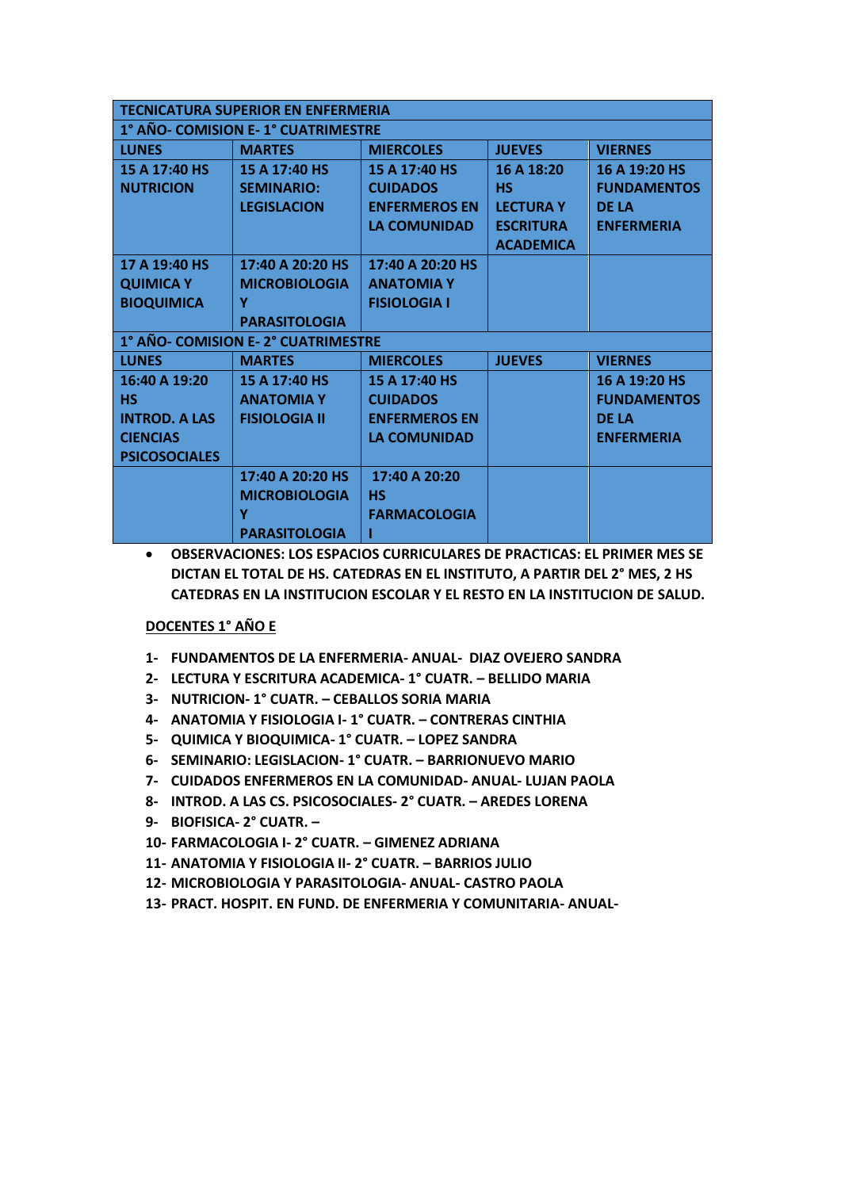| TECNICATURA SUPERIOR EN ENFERMERIA | | | | |
|---|---|---|---|---|
| **1° AÑO- COMISION E- 1° CUATRIMESTRE** | | | | |
| **LUNES** | **MARTES** | **MIERCOLES** | **JUEVES** | **VIERNES** |
| 15 A 17:40 HS NUTRICION | 15 A 17:40 HS SEMINARIO: LEGISLACION | 15 A 17:40 HS CUIDADOS ENFERMEROS EN LA COMUNIDAD | 16 A 18:20 HS LECTURA Y ESCRITURA ACADEMICA | 16 A 19:20 HS FUNDAMENTOS DE LA ENFERMERIA |
| 17 A 19:40 HS QUIMICA Y BIOQUIMICA | 17:40 A 20:20 HS MICROBIOLOGIA Y PARASITOLOGIA | 17:40 A 20:20 HS ANATOMIA Y FISIOLOGIA I | | |
| **1° AÑO- COMISION E- 2° CUATRIMESTRE** | | | | |
| **LUNES** | **MARTES** | **MIERCOLES** | **JUEVES** | **VIERNES** |
| 16:40 A 19:20 HS INTROD. A LAS CIENCIAS PSICOSOCIALES | 15 A 17:40 HS ANATOMIA Y FISIOLOGIA II | 15 A 17:40 HS CUIDADOS ENFERMEROS EN LA COMUNIDAD | | 16 A 19:20 HS FUNDAMENTOS DE LA ENFERMERIA |
| | 17:40 A 20:20 HS MICROBIOLOGIA Y PARASITOLOGIA | 17:40 A 20:20 HS FARMACOLOGIA I | | |

- **OBSERVACIONES: LOS ESPACIOS CURRICULARES DE PRACTICAS: EL PRIMER MES SE DICTAN EL TOTAL DE HS. CATEDRAS EN EL INSTITUTO, A PARTIR DEL 2° MES, 2 HS CATEDRAS EN LA INSTITUCION ESCOLAR Y EL RESTO EN LA INSTITUCION DE SALUD.**

**DOCENTES 1° AÑO E**

1- **FUNDAMENTOS DE LA ENFERMERIA- ANUAL- DIAZ OVEJERO SANDRA**
2- **LECTURA Y ESCRITURA ACADEMICA- 1° CUATR. – BELLIDO MARIA**
3- **NUTRICION- 1° CUATR. – CEBALLOS SORIA MARIA**
4- **ANATOMIA Y FISIOLOGIA I- 1° CUATR. – CONTRERAS CINTHIA**
5- **QUIMICA Y BIOQUIMICA- 1° CUATR. – LOPEZ SANDRA**
6- **SEMINARIO: LEGISLACION- 1° CUATR. – BARRIONUEVO MARIO**
7- **CUIDADOS ENFERMEROS EN LA COMUNIDAD- ANUAL- LUJAN PAOLA**
8- **INTROD. A LAS CS. PSICOSOCIALES- 2° CUATR. – AREDES LORENA**
9- **BIOFISICA- 2° CUATR. –**
10- **FARMACOLOGIA I- 2° CUATR. – GIMENEZ ADRIANA**
11- **ANATOMIA Y FISIOLOGIA II- 2° CUATR. – BARRIOS JULIO**
12- **MICROBIOLOGIA Y PARASITOLOGIA- ANUAL- CASTRO PAOLA**
13- **PRACT. HOSPIT. EN FUND. DE ENFERMERIA Y COMUNITARIA- ANUAL-**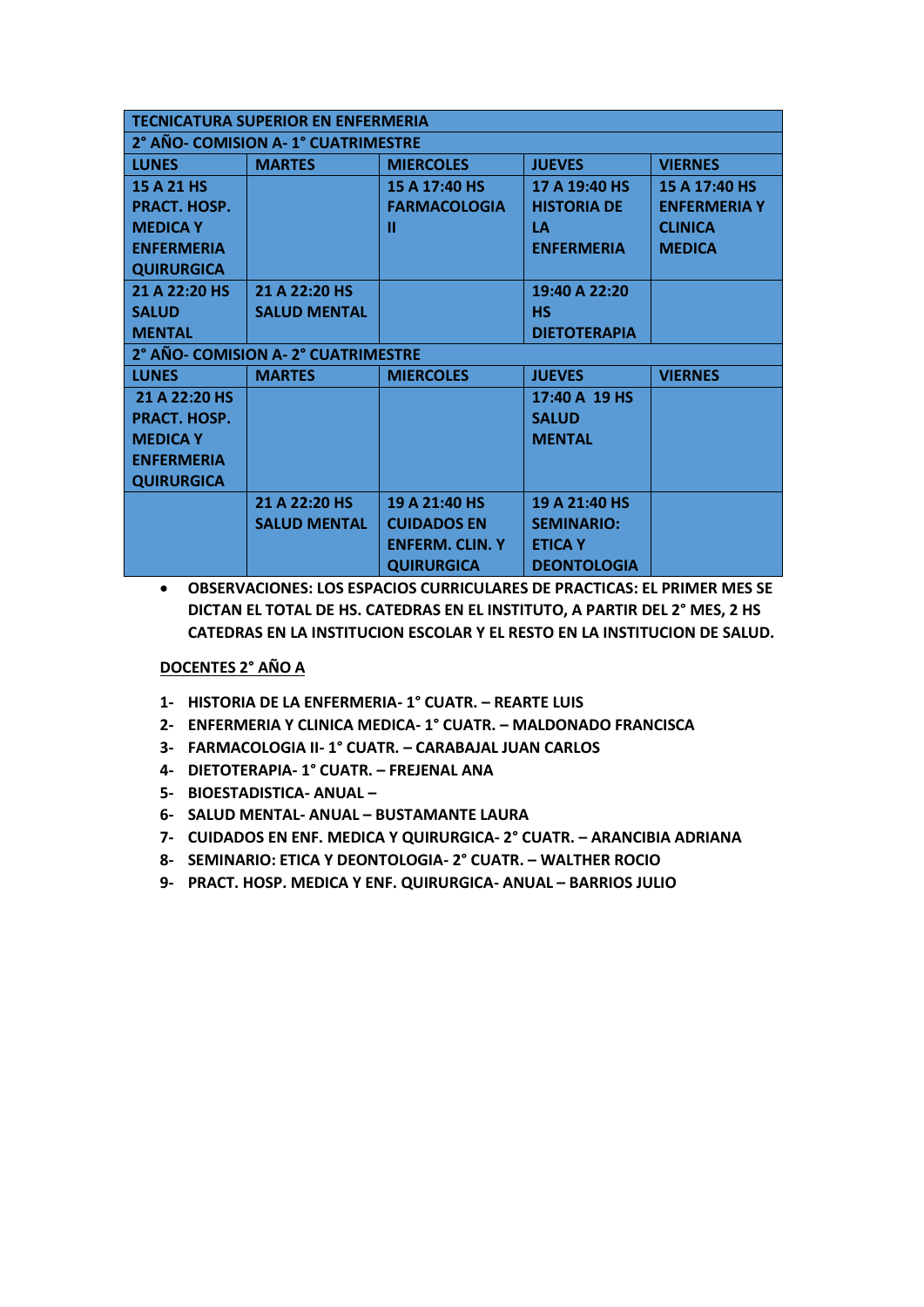| TECNICATURA SUPERIOR EN ENFERMERIA | | | | |
|---|---|---|---|---|
| **2° AÑO- COMISION A- 1° CUATRIMESTRE** | | | | |
| **LUNES** | **MARTES** | **MIERCOLES** | **JUEVES** | **VIERNES** |
| **15 A 21 HS PRACT. HOSP. MEDICA Y ENFERMERIA QUIRURGICA** | | **15 A 17:40 HS FARMACOLOGIA II** | **17 A 19:40 HS HISTORIA DE LA ENFERMERIA** | **15 A 17:40 HS ENFERMERIA Y CLINICA MEDICA** |
| **21 A 22:20 HS SALUD MENTAL** | **21 A 22:20 HS SALUD MENTAL** | | **19:40 A 22:20 HS DIETOTERAPIA** | |
| **2° AÑO- COMISION A- 2° CUATRIMESTRE** | | | | |
| **LUNES** | **MARTES** | **MIERCOLES** | **JUEVES** | **VIERNES** |
| **21 A 22:20 HS PRACT. HOSP. MEDICA Y ENFERMERIA QUIRURGICA** | | | **17:40 A 19 HS SALUD MENTAL** | |
| | **21 A 22:20 HS SALUD MENTAL** | **19 A 21:40 HS CUIDADOS EN ENFERM. CLIN. Y QUIRURGICA** | **19 A 21:40 HS SEMINARIO: ETICA Y DEONTOLOGIA** | |

- **OBSERVACIONES: LOS ESPACIOS CURRICULARES DE PRACTICAS: EL PRIMER MES SE DICTAN EL TOTAL DE HS. CATEDRAS EN EL INSTITUTO, A PARTIR DEL 2° MES, 2 HS CATEDRAS EN LA INSTITUCION ESCOLAR Y EL RESTO EN LA INSTITUCION DE SALUD.**

**<u>DOCENTES 2° AÑO A</u>**

1- **HISTORIA DE LA ENFERMERIA- 1° CUATR. – REARTE LUIS**
2- **ENFERMERIA Y CLINICA MEDICA- 1° CUATR. – MALDONADO FRANCISCA**
3- **FARMACOLOGIA II- 1° CUATR. – CARABAJAL JUAN CARLOS**
4- **DIETOTERAPIA- 1° CUATR. – FREJENAL ANA**
5- **BIOESTADISTICA- ANUAL –**
6- **SALUD MENTAL- ANUAL – BUSTAMANTE LAURA**
7- **CUIDADOS EN ENF. MEDICA Y QUIRURGICA- 2° CUATR. – ARANCIBIA ADRIANA**
8- **SEMINARIO: ETICA Y DEONTOLOGIA- 2° CUATR. – WALTHER ROCIO**
9- **PRACT. HOSP. MEDICA Y ENF. QUIRURGICA- ANUAL – BARRIOS JULIO**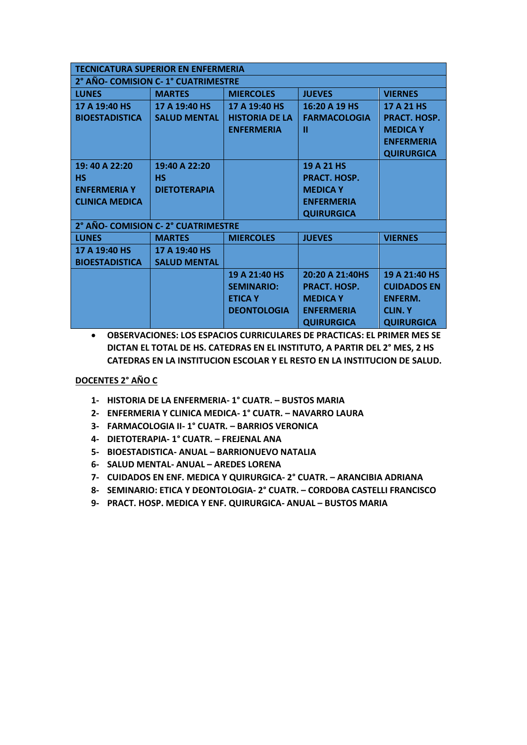| TECNICATURA SUPERIOR EN ENFERMERIA | | | | |
|---|---|---|---|---|
| **2° AÑO- COMISION C- 1° CUATRIMESTRE** | | | | |
| **LUNES** | **MARTES** | **MIERCOLES** | **JUEVES** | **VIERNES** |
| **17 A 19:40 HS BIOESTADISTICA** | **17 A 19:40 HS SALUD MENTAL** | **17 A 19:40 HS HISTORIA DE LA ENFERMERIA** | **16:20 A 19 HS FARMACOLOGIA II** | **17 A 21 HS PRACT. HOSP. MEDICA Y ENFERMERIA QUIRURGICA** |
| **19: 40 A 22:20 HS ENFERMERIA Y CLINICA MEDICA** | **19:40 A 22:20 HS DIETOTERAPIA** | | **19 A 21 HS PRACT. HOSP. MEDICA Y ENFERMERIA QUIRURGICA** | |
| **2° AÑO- COMISION C- 2° CUATRIMESTRE** | | | | |
| **LUNES** | **MARTES** | **MIERCOLES** | **JUEVES** | **VIERNES** |
| **17 A 19:40 HS BIOESTADISTICA** | **17 A 19:40 HS SALUD MENTAL** | | | |
| | | **19 A 21:40 HS SEMINARIO: ETICA Y DEONTOLOGIA** | **20:20 A 21:40HS PRACT. HOSP. MEDICA Y ENFERMERIA QUIRURGICA** | **19 A 21:40 HS CUIDADOS EN ENFERM. CLIN. Y QUIRURGICA** |

- **OBSERVACIONES: LOS ESPACIOS CURRICULARES DE PRACTICAS: EL PRIMER MES SE DICTAN EL TOTAL DE HS. CATEDRAS EN EL INSTITUTO, A PARTIR DEL 2° MES, 2 HS CATEDRAS EN LA INSTITUCION ESCOLAR Y EL RESTO EN LA INSTITUCION DE SALUD.**

**DOCENTES 2° AÑO C**

1- **HISTORIA DE LA ENFERMERIA- 1° CUATR. – BUSTOS MARIA**
2- **ENFERMERIA Y CLINICA MEDICA- 1° CUATR. – NAVARRO LAURA**
3- **FARMACOLOGIA II- 1° CUATR. – BARRIOS VERONICA**
4- **DIETOTERAPIA- 1° CUATR. – FREJENAL ANA**
5- **BIOESTADISTICA- ANUAL – BARRIONUEVO NATALIA**
6- **SALUD MENTAL- ANUAL – AREDES LORENA**
7- **CUIDADOS EN ENF. MEDICA Y QUIRURGICA- 2° CUATR. – ARANCIBIA ADRIANA**
8- **SEMINARIO: ETICA Y DEONTOLOGIA- 2° CUATR. – CORDOBA CASTELLI FRANCISCO**
9- **PRACT. HOSP. MEDICA Y ENF. QUIRURGICA- ANUAL – BUSTOS MARIA**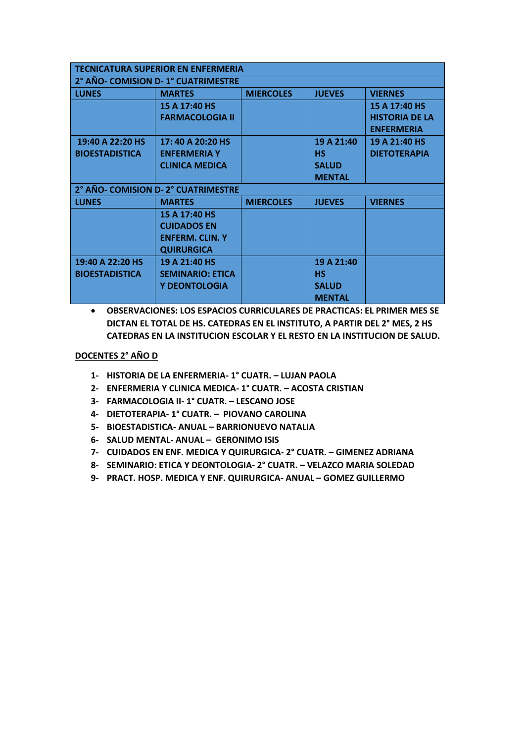| TECNICATURA SUPERIOR EN ENFERMERIA | | | | |
|---|---|---|---|---|
| **2° AÑO- COMISION D- 1° CUATRIMESTRE** | | | | |
| **LUNES** | **MARTES** | **MIERCOLES** | **JUEVES** | **VIERNES** |
| | 15 A 17:40 HS FARMACOLOGIA II | | | 15 A 17:40 HS HISTORIA DE LA ENFERMERIA |
| 19:40 A 22:20 HS BIOESTADISTICA | 17: 40 A 20:20 HS ENFERMERIA Y CLINICA MEDICA | | 19 A 21:40 HS SALUD MENTAL | 19 A 21:40 HS DIETOTERAPIA |
| **2° AÑO- COMISION D- 2° CUATRIMESTRE** | | | | |
| **LUNES** | **MARTES** | **MIERCOLES** | **JUEVES** | **VIERNES** |
| | 15 A 17:40 HS CUIDADOS EN ENFERM. CLIN. Y QUIRURGICA | | | |
| 19:40 A 22:20 HS BIOESTADISTICA | 19 A 21:40 HS SEMINARIO: ETICA Y DEONTOLOGIA | | 19 A 21:40 HS SALUD MENTAL | |

- **OBSERVACIONES: LOS ESPACIOS CURRICULARES DE PRACTICAS: EL PRIMER MES SE DICTAN EL TOTAL DE HS. CATEDRAS EN EL INSTITUTO, A PARTIR DEL 2° MES, 2 HS CATEDRAS EN LA INSTITUCION ESCOLAR Y EL RESTO EN LA INSTITUCION DE SALUD.**

**DOCENTES 2° AÑO D**

1- HISTORIA DE LA ENFERMERIA- 1° CUATR. – LUJAN PAOLA
2- ENFERMERIA Y CLINICA MEDICA- 1° CUATR. – ACOSTA CRISTIAN
3- FARMACOLOGIA II- 1° CUATR. – LESCANO JOSE
4- DIETOTERAPIA- 1° CUATR. – PIOVANO CAROLINA
5- BIOESTADISTICA- ANUAL – BARRIONUEVO NATALIA
6- SALUD MENTAL- ANUAL – GERONIMO ISIS
7- CUIDADOS EN ENF. MEDICA Y QUIRURGICA- 2° CUATR. – GIMENEZ ADRIANA
8- SEMINARIO: ETICA Y DEONTOLOGIA- 2° CUATR. – VELAZCO MARIA SOLEDAD
9- PRACT. HOSP. MEDICA Y ENF. QUIRURGICA- ANUAL – GOMEZ GUILLERMO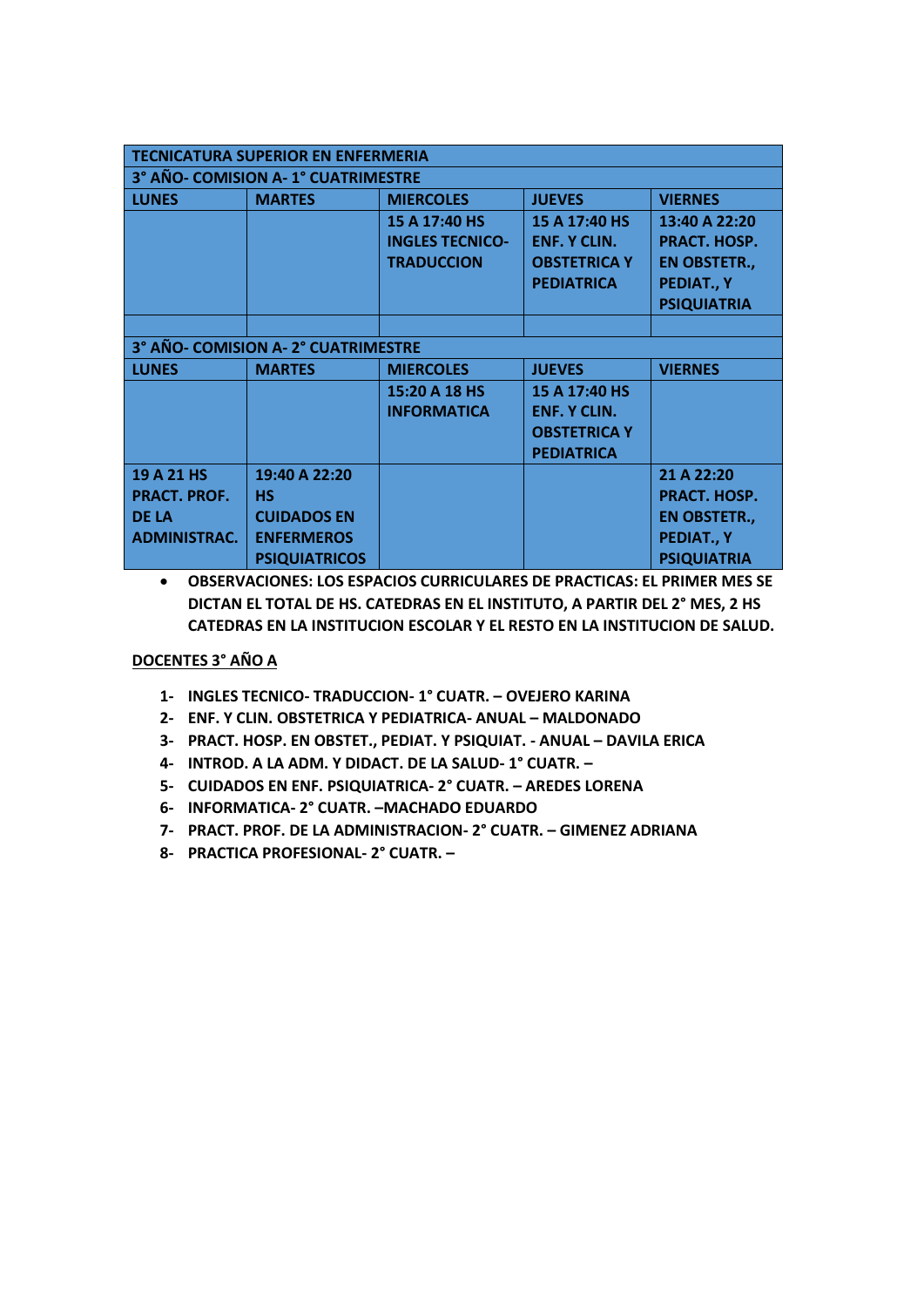| TECNICATURA SUPERIOR EN ENFERMERIA | | | | |
|---|---|---|---|---|
| **3° AÑO- COMISION A- 1° CUATRIMESTRE** | | | | |
| **LUNES** | **MARTES** | **MIERCOLES** | **JUEVES** | **VIERNES** |
| | | **15 A 17:40 HS INGLES TECNICO- TRADUCCION** | **15 A 17:40 HS ENF. Y CLIN. OBSTETRICA Y PEDIATRICA** | **13:40 A 22:20 PRACT. HOSP. EN OBSTETR., PEDIAT., Y PSIQUIATRIA** |
| | | | | |
| **3° AÑO- COMISION A- 2° CUATRIMESTRE** | | | | |
| **LUNES** | **MARTES** | **MIERCOLES** | **JUEVES** | **VIERNES** |
| | | **15:20 A 18 HS INFORMATICA** | **15 A 17:40 HS ENF. Y CLIN. OBSTETRICA Y PEDIATRICA** | |
| **19 A 21 HS PRACT. PROF. DE LA ADMINISTRAC.** | **19:40 A 22:20 HS CUIDADOS EN ENFERMEROS PSIQUIATRICOS** | | | **21 A 22:20 PRACT. HOSP. EN OBSTETR., PEDIAT., Y PSIQUIATRIA** |

- **OBSERVACIONES: LOS ESPACIOS CURRICULARES DE PRACTICAS: EL PRIMER MES SE DICTAN EL TOTAL DE HS. CATEDRAS EN EL INSTITUTO, A PARTIR DEL 2° MES, 2 HS CATEDRAS EN LA INSTITUCION ESCOLAR Y EL RESTO EN LA INSTITUCION DE SALUD.**

**DOCENTES 3° AÑO A**

1- **INGLES TECNICO- TRADUCCION- 1° CUATR. – OVEJERO KARINA**
2- **ENF. Y CLIN. OBSTETRICA Y PEDIATRICA- ANUAL – MALDONADO**
3- **PRACT. HOSP. EN OBSTET., PEDIAT. Y PSIQUIAT. - ANUAL – DAVILA ERICA**
4- **INTROD. A LA ADM. Y DIDACT. DE LA SALUD- 1° CUATR. –**
5- **CUIDADOS EN ENF. PSIQUIATRICA- 2° CUATR. – AREDES LORENA**
6- **INFORMATICA- 2° CUATR. –MACHADO EDUARDO**
7- **PRACT. PROF. DE LA ADMINISTRACION- 2° CUATR. – GIMENEZ ADRIANA**
8- **PRACTICA PROFESIONAL- 2° CUATR. –**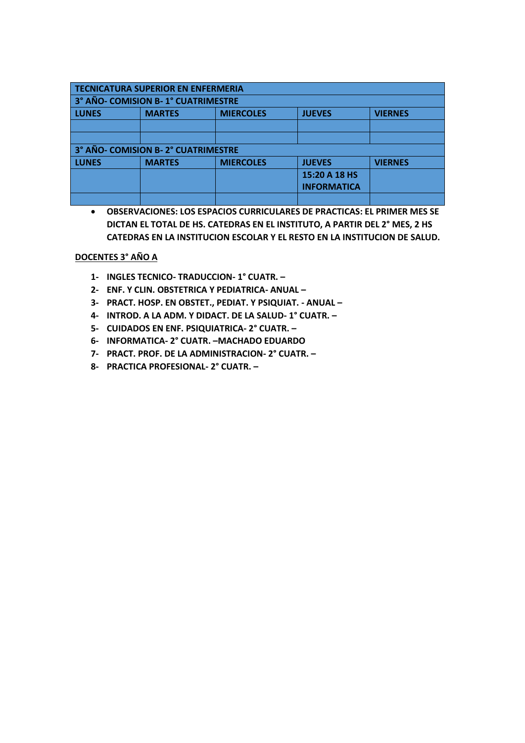| TECNICATURA SUPERIOR EN ENFERMERIA | | | | |
|---|---|---|---|---|
| **3° AÑO- COMISION B- 1° CUATRIMESTRE** | | | | |
| **LUNES** | **MARTES** | **MIERCOLES** | **JUEVES** | **VIERNES** |
| | | | | |
| | | | | |
| **3° AÑO- COMISION B- 2° CUATRIMESTRE** | | | | |
| **LUNES** | **MARTES** | **MIERCOLES** | **JUEVES** | **VIERNES** |
| | | | **15:20 A 18 HS INFORMATICA** | |
| | | | | |

- **OBSERVACIONES: LOS ESPACIOS CURRICULARES DE PRACTICAS: EL PRIMER MES SE DICTAN EL TOTAL DE HS. CATEDRAS EN EL INSTITUTO, A PARTIR DEL 2° MES, 2 HS CATEDRAS EN LA INSTITUCION ESCOLAR Y EL RESTO EN LA INSTITUCION DE SALUD.**

**DOCENTES 3° AÑO A**

1- **INGLES TECNICO- TRADUCCION- 1° CUATR. –**
2- **ENF. Y CLIN. OBSTETRICA Y PEDIATRICA- ANUAL –**
3- **PRACT. HOSP. EN OBSTET., PEDIAT. Y PSIQUIAT. - ANUAL –**
4- **INTROD. A LA ADM. Y DIDACT. DE LA SALUD- 1° CUATR. –**
5- **CUIDADOS EN ENF. PSIQUIATRICA- 2° CUATR. –**
6- **INFORMATICA- 2° CUATR. –MACHADO EDUARDO**
7- **PRACT. PROF. DE LA ADMINISTRACION- 2° CUATR. –**
8- **PRACTICA PROFESIONAL- 2° CUATR. –**